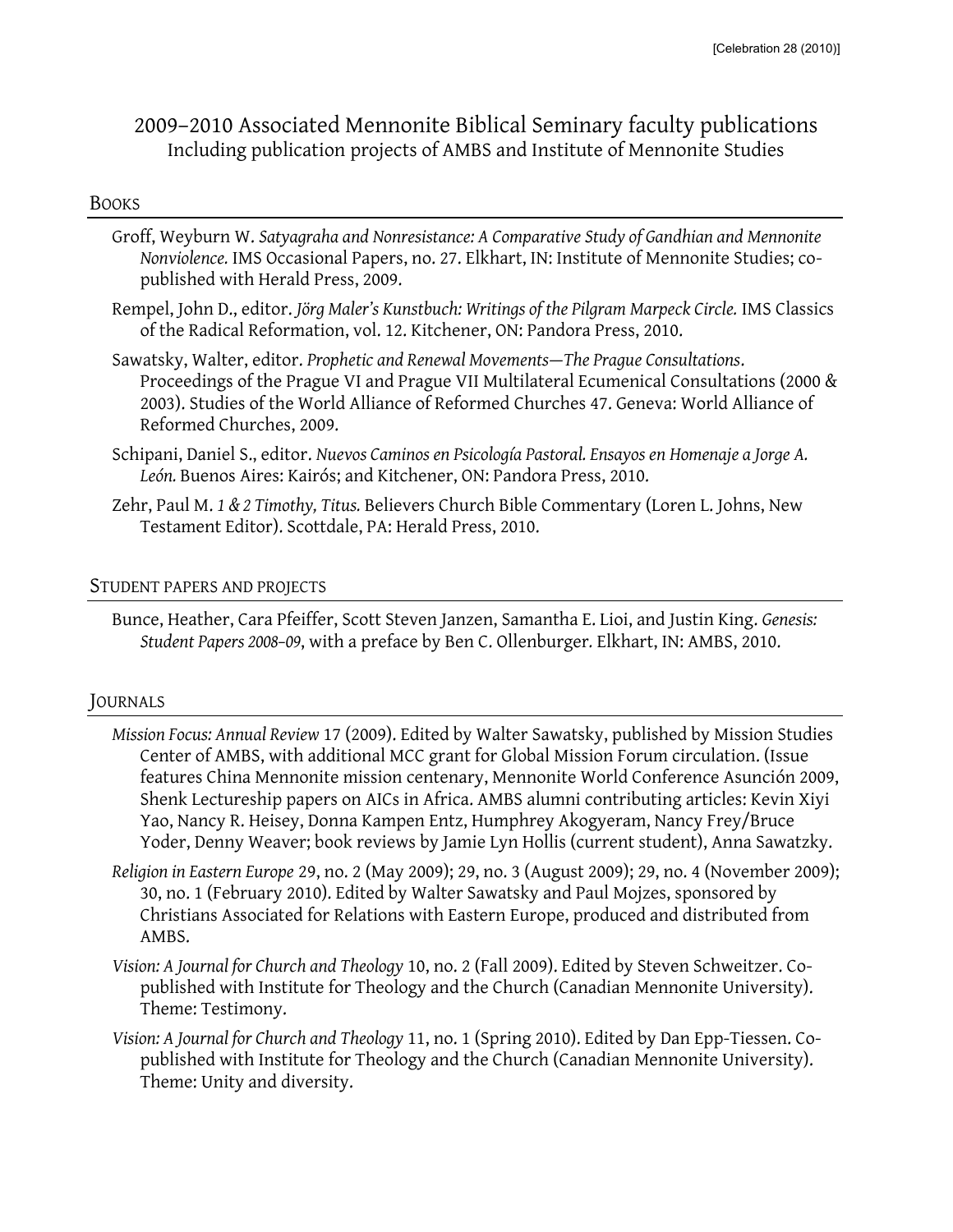# 2009–2010 Associated Mennonite Biblical Seminary faculty publications

Including publication projects of AMBS and Institute of Mennonite Studies

## Books

Groff, Weyburn W. *Satyagraha and Nonresistance: A Comparative Study of Gandhian and Mennonite Nonviolence.* IMS Occasional Papers, no. 27. Elkhart, IN: Institute of Mennonite Studies; co-published with Herald Press, 2009.

Rempel, John D., editor. *Jörg Maler's Kunstbuch: Writings of the Pilgram Marpeck Circle.* IMS Classics of the Radical Reformation, vol. 12. Kitchener, ON: Pandora Press, 2010.

Sawatsky, Walter, editor. *Prophetic and Renewal Movements—The Prague Consultations*. Proceedings of the Prague VI and Prague VII Multilateral Ecumenical Consultations (2000 & 2003). Studies of the World Alliance of Reformed Churches 47. Geneva: World Alliance of Reformed Churches, 2009.

Schipani, Daniel S., editor. *Nuevos Caminos en Psicología Pastoral. Ensayos en Homenaje a Jorge A. León.* Buenos Aires: Kairós; and Kitchener, ON: Pandora Press, 2010.

Zehr, Paul M. *1 & 2 Timothy, Titus.* Believers Church Bible Commentary (Loren L. Johns, New Testament Editor). Scottdale, PA: Herald Press, 2010.

## Student papers and projects

Bunce, Heather, Cara Pfeiffer, Scott Steven Janzen, Samantha E. Lioi, and Justin King. *Genesis: Student Papers 2008–09*, with a preface by Ben C. Ollenburger. Elkhart, IN: AMBS, 2010.

## Journals

*Mission Focus: Annual Review* 17 (2009). Edited by Walter Sawatsky, published by Mission Studies Center of AMBS, with additional MCC grant for Global Mission Forum circulation. (Issue features China Mennonite mission centenary, Mennonite World Conference Asunción 2009, Shenk Lectureship papers on AICs in Africa. AMBS alumni contributing articles: Kevin Xiyi Yao, Nancy R. Heisey, Donna Kampen Entz, Humphrey Akogyeram, Nancy Frey/Bruce Yoder, Denny Weaver; book reviews by Jamie Lyn Hollis (current student), Anna Sawatzky.

*Religion in Eastern Europe* 29, no. 2 (May 2009); 29, no. 3 (August 2009); 29, no. 4 (November 2009); 30, no. 1 (February 2010). Edited by Walter Sawatsky and Paul Mojzes, sponsored by Christians Associated for Relations with Eastern Europe, produced and distributed from AMBS.

*Vision: A Journal for Church and Theology* 10, no. 2 (Fall 2009). Edited by Steven Schweitzer. Co-published with Institute for Theology and the Church (Canadian Mennonite University). Theme: Testimony.

*Vision: A Journal for Church and Theology* 11, no. 1 (Spring 2010). Edited by Dan Epp-Tiessen. Co-published with Institute for Theology and the Church (Canadian Mennonite University). Theme: Unity and diversity.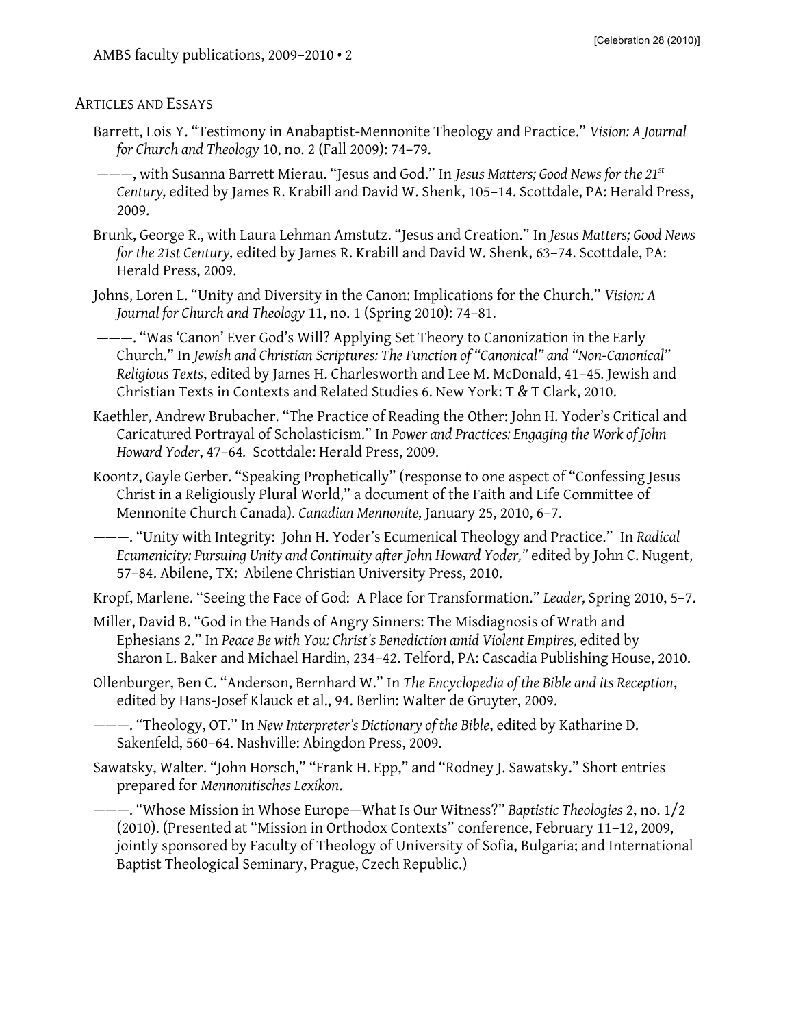## Articles and Essays

Barrett, Lois Y. "Testimony in Anabaptist-Mennonite Theology and Practice." *Vision: A Journal for Church and Theology* 10, no. 2 (Fall 2009): 74–79.

———, with Susanna Barrett Mierau. "Jesus and God." In *Jesus Matters; Good News for the 21st Century,* edited by James R. Krabill and David W. Shenk, 105–14. Scottdale, PA: Herald Press, 2009.

Brunk, George R., with Laura Lehman Amstutz. "Jesus and Creation." In *Jesus Matters; Good News for the 21st Century,* edited by James R. Krabill and David W. Shenk, 63–74. Scottdale, PA: Herald Press, 2009.

Johns, Loren L. "Unity and Diversity in the Canon: Implications for the Church." *Vision: A Journal for Church and Theology* 11, no. 1 (Spring 2010): 74–81.

———. "Was 'Canon' Ever God's Will? Applying Set Theory to Canonization in the Early Church." In *Jewish and Christian Scriptures: The Function of "Canonical" and "Non-Canonical" Religious Texts*, edited by James H. Charlesworth and Lee M. McDonald, 41–45. Jewish and Christian Texts in Contexts and Related Studies 6. New York: T & T Clark, 2010.

Kaethler, Andrew Brubacher. "The Practice of Reading the Other: John H. Yoder's Critical and Caricatured Portrayal of Scholasticism." In *Power and Practices: Engaging the Work of John Howard Yoder*, 47–64. Scottdale: Herald Press, 2009.

Koontz, Gayle Gerber. "Speaking Prophetically" (response to one aspect of "Confessing Jesus Christ in a Religiously Plural World," a document of the Faith and Life Committee of Mennonite Church Canada). *Canadian Mennonite,* January 25, 2010, 6–7.

———. "Unity with Integrity: John H. Yoder's Ecumenical Theology and Practice." In *Radical Ecumenicity: Pursuing Unity and Continuity after John Howard Yoder,"* edited by John C. Nugent, 57–84. Abilene, TX: Abilene Christian University Press, 2010.

Kropf, Marlene. "Seeing the Face of God: A Place for Transformation." *Leader,* Spring 2010, 5–7.

Miller, David B. "God in the Hands of Angry Sinners: The Misdiagnosis of Wrath and Ephesians 2." In *Peace Be with You: Christ's Benediction amid Violent Empires,* edited by Sharon L. Baker and Michael Hardin, 234–42. Telford, PA: Cascadia Publishing House, 2010.

Ollenburger, Ben C. "Anderson, Bernhard W." In *The Encyclopedia of the Bible and its Reception*, edited by Hans-Josef Klauck et al., 94. Berlin: Walter de Gruyter, 2009.

———. "Theology, OT." In *New Interpreter's Dictionary of the Bible*, edited by Katharine D. Sakenfeld, 560–64. Nashville: Abingdon Press, 2009.

Sawatsky, Walter. "John Horsch," "Frank H. Epp," and "Rodney J. Sawatsky." Short entries prepared for *Mennonitisches Lexikon*.

———. "Whose Mission in Whose Europe—What Is Our Witness?" *Baptistic Theologies* 2, no. 1/2 (2010). (Presented at "Mission in Orthodox Contexts" conference, February 11–12, 2009, jointly sponsored by Faculty of Theology of University of Sofia, Bulgaria; and International Baptist Theological Seminary, Prague, Czech Republic.)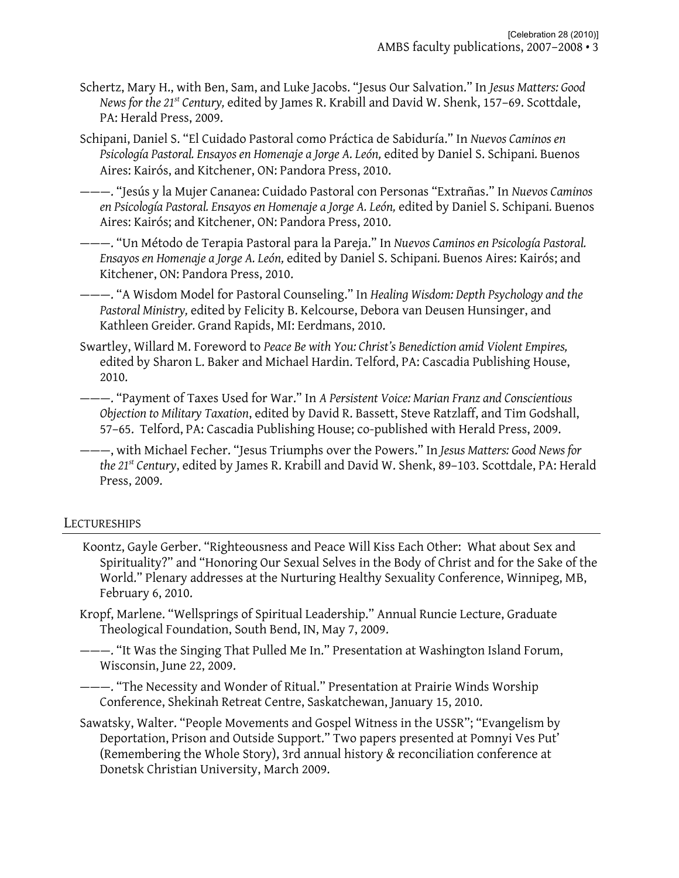Schertz, Mary H., with Ben, Sam, and Luke Jacobs. "Jesus Our Salvation." In *Jesus Matters: Good News for the 21st Century,* edited by James R. Krabill and David W. Shenk, 157–69. Scottdale, PA: Herald Press, 2009.

Schipani, Daniel S. "El Cuidado Pastoral como Práctica de Sabiduría." In *Nuevos Caminos en Psicología Pastoral. Ensayos en Homenaje a Jorge A. León,* edited by Daniel S. Schipani. Buenos Aires: Kairós, and Kitchener, ON: Pandora Press, 2010.

———. "Jesús y la Mujer Cananea: Cuidado Pastoral con Personas "Extrañas." In *Nuevos Caminos en Psicología Pastoral. Ensayos en Homenaje a Jorge A. León,* edited by Daniel S. Schipani. Buenos Aires: Kairós; and Kitchener, ON: Pandora Press, 2010.

———. "Un Método de Terapia Pastoral para la Pareja." In *Nuevos Caminos en Psicología Pastoral. Ensayos en Homenaje a Jorge A. León,* edited by Daniel S. Schipani. Buenos Aires: Kairós; and Kitchener, ON: Pandora Press, 2010.

———. "A Wisdom Model for Pastoral Counseling." In *Healing Wisdom: Depth Psychology and the Pastoral Ministry,* edited by Felicity B. Kelcourse, Debora van Deusen Hunsinger, and Kathleen Greider. Grand Rapids, MI: Eerdmans, 2010.

Swartley, Willard M. Foreword to *Peace Be with You: Christ's Benediction amid Violent Empires,* edited by Sharon L. Baker and Michael Hardin. Telford, PA: Cascadia Publishing House, 2010.

———. "Payment of Taxes Used for War." In *A Persistent Voice: Marian Franz and Conscientious Objection to Military Taxation*, edited by David R. Bassett, Steve Ratzlaff, and Tim Godshall, 57–65. Telford, PA: Cascadia Publishing House; co-published with Herald Press, 2009.

———, with Michael Fecher. "Jesus Triumphs over the Powers." In *Jesus Matters: Good News for the 21st Century*, edited by James R. Krabill and David W. Shenk, 89–103. Scottdale, PA: Herald Press, 2009.

## Lectureships

Koontz, Gayle Gerber. "Righteousness and Peace Will Kiss Each Other: What about Sex and Spirituality?" and "Honoring Our Sexual Selves in the Body of Christ and for the Sake of the World." Plenary addresses at the Nurturing Healthy Sexuality Conference, Winnipeg, MB, February 6, 2010.

Kropf, Marlene. "Wellsprings of Spiritual Leadership." Annual Runcie Lecture, Graduate Theological Foundation, South Bend, IN, May 7, 2009.

———. "It Was the Singing That Pulled Me In." Presentation at Washington Island Forum, Wisconsin, June 22, 2009.

———. "The Necessity and Wonder of Ritual." Presentation at Prairie Winds Worship Conference, Shekinah Retreat Centre, Saskatchewan, January 15, 2010.

Sawatsky, Walter. "People Movements and Gospel Witness in the USSR"; "Evangelism by Deportation, Prison and Outside Support." Two papers presented at Pomnyi Ves Put' (Remembering the Whole Story), 3rd annual history & reconciliation conference at Donetsk Christian University, March 2009.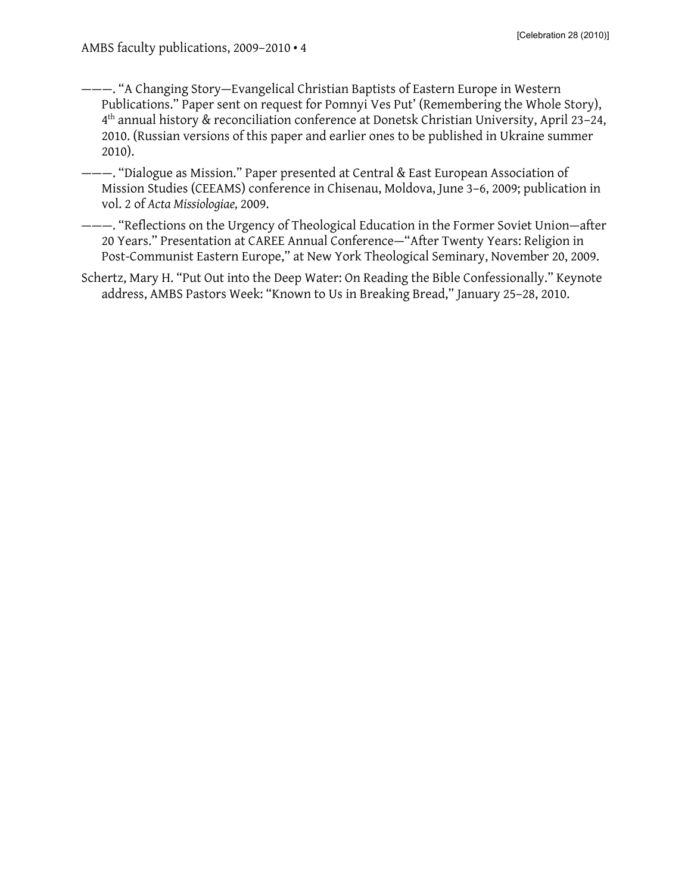———. “A Changing Story—Evangelical Christian Baptists of Eastern Europe in Western Publications.” Paper sent on request for Pomnyi Ves Put’ (Remembering the Whole Story), 4th annual history & reconciliation conference at Donetsk Christian University, April 23–24, 2010. (Russian versions of this paper and earlier ones to be published in Ukraine summer 2010).

———. “Dialogue as Mission.” Paper presented at Central & East European Association of Mission Studies (CEEAMS) conference in Chisenau, Moldova, June 3–6, 2009; publication in vol. 2 of *Acta Missiologiae,* 2009.

———. “Reflections on the Urgency of Theological Education in the Former Soviet Union—after 20 Years.” Presentation at CAREE Annual Conference—“After Twenty Years: Religion in Post-Communist Eastern Europe,” at New York Theological Seminary, November 20, 2009.

Schertz, Mary H. “Put Out into the Deep Water: On Reading the Bible Confessionally.” Keynote address, AMBS Pastors Week: “Known to Us in Breaking Bread,” January 25–28, 2010.